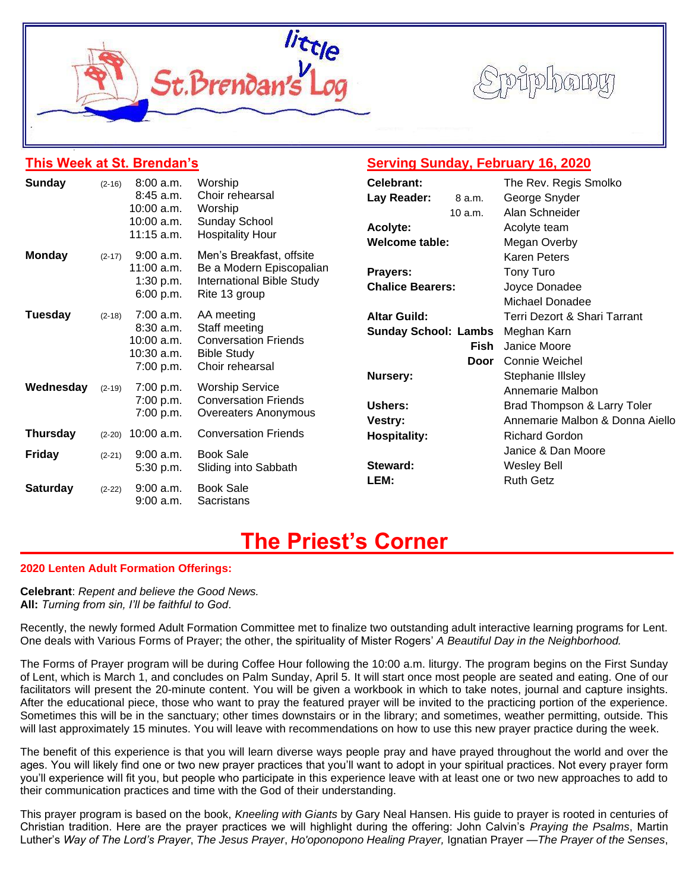# little St. Brendan's Log

Epiphany

## This Week at St. Brendan's

| Day | Date | Time | Event |
|---|---|---|---|
| **Sunday** | (2-16) | 8:00 a.m. | Worship |
| | | 8:45 a.m. | Choir rehearsal |
| | | 10:00 a.m. | Worship |
| | | 10:00 a.m. | Sunday School |
| | | 11:15 a.m. | Hospitality Hour |
| **Monday** | (2-17) | 9:00 a.m. | Men's Breakfast, offsite |
| | | 11:00 a.m. | Be a Modern Episcopalian |
| | | 1:30 p.m. | International Bible Study |
| | | 6:00 p.m. | Rite 13 group |
| **Tuesday** | (2-18) | 7:00 a.m. | AA meeting |
| | | 8:30 a.m. | Staff meeting |
| | | 10:00 a.m. | Conversation Friends |
| | | 10:30 a.m. | Bible Study |
| | | 7:00 p.m. | Choir rehearsal |
| **Wednesday** | (2-19) | 7:00 p.m. | Worship Service |
| | | 7:00 p.m. | Conversation Friends |
| | | 7:00 p.m. | Overeaters Anonymous |
| **Thursday** | (2-20) | 10:00 a.m. | Conversation Friends |
| **Friday** | (2-21) | 9:00 a.m. | Book Sale |
| | | 5:30 p.m. | Sliding into Sabbath |
| **Saturday** | (2-22) | 9:00 a.m. | Book Sale |
| | | 9:00 a.m. | Sacristans |

## Serving Sunday, February 16, 2020

| Role | Name |
|---|---|
| **Celebrant:** | The Rev. Regis Smolko |
| **Lay Reader:** 8 a.m. | George Snyder |
| 10 a.m. | Alan Schneider |
| **Acolyte:** | Acolyte team |
| **Welcome table:** | Megan Overby |
| | Karen Peters |
| **Prayers:** | Tony Turo |
| **Chalice Bearers:** | Joyce Donadee |
| | Michael Donadee |
| **Altar Guild:** | Terri Dezort & Shari Tarrant |
| **Sunday School: Lambs** | Meghan Karn |
| **Fish** | Janice Moore |
| **Door** | Connie Weichel |
| **Nursery:** | Stephanie Illsley |
| | Annemarie Malbon |
| **Ushers:** | Brad Thompson & Larry Toler |
| **Vestry:** | Annemarie Malbon & Donna Aiello |
| **Hospitality:** | Richard Gordon |
| | Janice & Dan Moore |
| **Steward:** | Wesley Bell |
| **LEM:** | Ruth Getz |

# The Priest's Corner

**2020 Lenten Adult Formation Offerings:**

**Celebrant**: *Repent and believe the Good News.*
**All:** *Turning from sin, I'll be faithful to God*.

Recently, the newly formed Adult Formation Committee met to finalize two outstanding adult interactive learning programs for Lent. One deals with Various Forms of Prayer; the other, the spirituality of Mister Rogers' *A Beautiful Day in the Neighborhood.*

The Forms of Prayer program will be during Coffee Hour following the 10:00 a.m. liturgy. The program begins on the First Sunday of Lent, which is March 1, and concludes on Palm Sunday, April 5. It will start once most people are seated and eating. One of our facilitators will present the 20-minute content. You will be given a workbook in which to take notes, journal and capture insights. After the educational piece, those who want to pray the featured prayer will be invited to the practicing portion of the experience. Sometimes this will be in the sanctuary; other times downstairs or in the library; and sometimes, weather permitting, outside. This will last approximately 15 minutes. You will leave with recommendations on how to use this new prayer practice during the week.

The benefit of this experience is that you will learn diverse ways people pray and have prayed throughout the world and over the ages. You will likely find one or two new prayer practices that you'll want to adopt in your spiritual practices. Not every prayer form you'll experience will fit you, but people who participate in this experience leave with at least one or two new approaches to add to their communication practices and time with the God of their understanding.

This prayer program is based on the book, *Kneeling with Giants* by Gary Neal Hansen. His guide to prayer is rooted in centuries of Christian tradition. Here are the prayer practices we will highlight during the offering: John Calvin's *Praying the Psalms*, Martin Luther's *Way of The Lord's Prayer*, *The Jesus Prayer*, *Ho'oponopono Healing Prayer,* Ignatian Prayer —*The Prayer of the Senses*,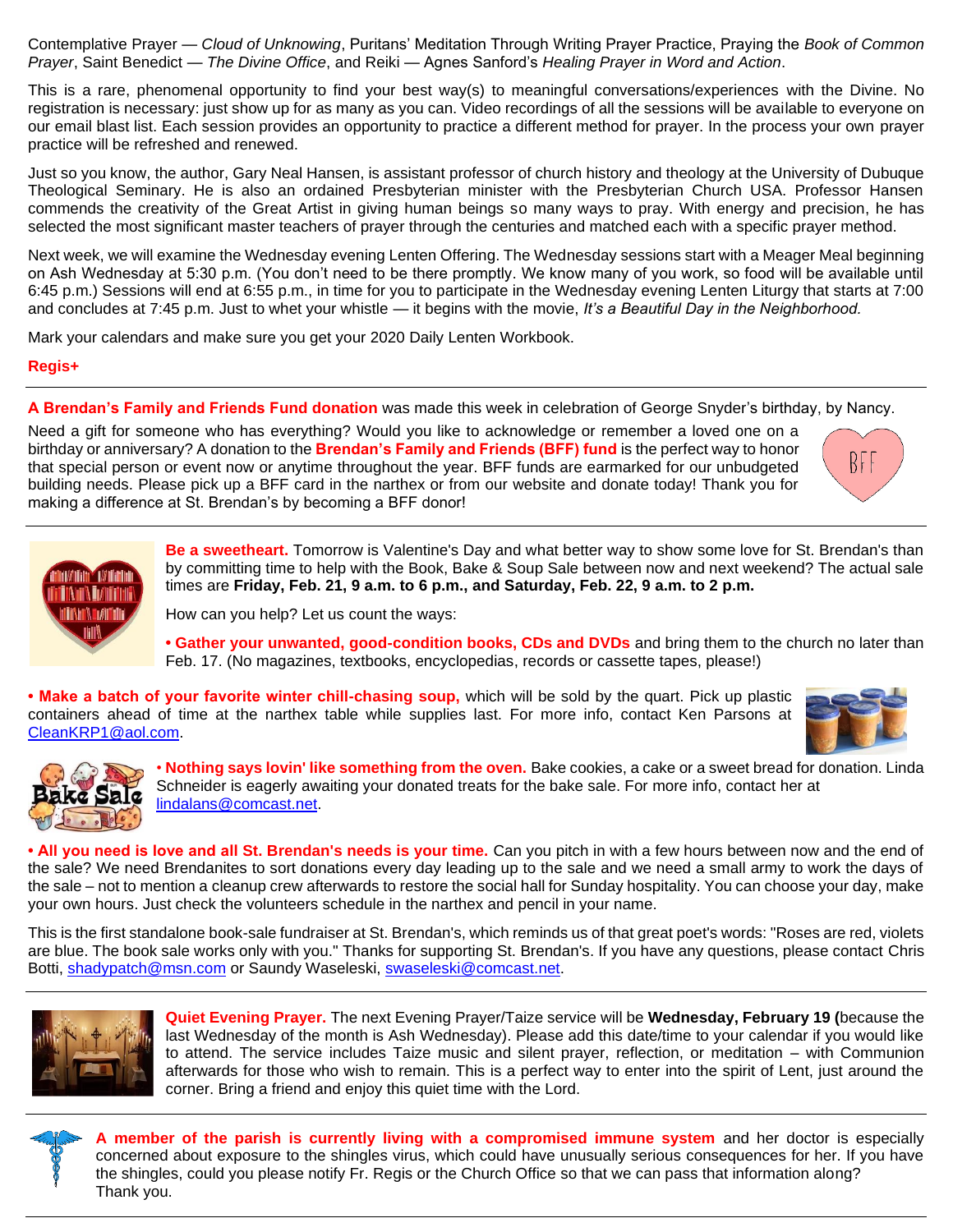Contemplative Prayer — *Cloud of Unknowing*, Puritans' Meditation Through Writing Prayer Practice, Praying the *Book of Common Prayer*, Saint Benedict — *The Divine Office*, and Reiki — Agnes Sanford's *Healing Prayer in Word and Action*.

This is a rare, phenomenal opportunity to find your best way(s) to meaningful conversations/experiences with the Divine. No registration is necessary: just show up for as many as you can. Video recordings of all the sessions will be available to everyone on our email blast list. Each session provides an opportunity to practice a different method for prayer. In the process your own prayer practice will be refreshed and renewed.

Just so you know, the author, Gary Neal Hansen, is assistant professor of church history and theology at the University of Dubuque Theological Seminary. He is also an ordained Presbyterian minister with the Presbyterian Church USA. Professor Hansen commends the creativity of the Great Artist in giving human beings so many ways to pray. With energy and precision, he has selected the most significant master teachers of prayer through the centuries and matched each with a specific prayer method.

Next week, we will examine the Wednesday evening Lenten Offering. The Wednesday sessions start with a Meager Meal beginning on Ash Wednesday at 5:30 p.m. (You don't need to be there promptly. We know many of you work, so food will be available until 6:45 p.m.) Sessions will end at 6:55 p.m., in time for you to participate in the Wednesday evening Lenten Liturgy that starts at 7:00 and concludes at 7:45 p.m. Just to whet your whistle — it begins with the movie, *It's a Beautiful Day in the Neighborhood.*

Mark your calendars and make sure you get your 2020 Daily Lenten Workbook.

**Regis+**

---

**A Brendan's Family and Friends Fund donation** was made this week in celebration of George Snyder's birthday, by Nancy.

Need a gift for someone who has everything? Would you like to acknowledge or remember a loved one on a birthday or anniversary? A donation to the **Brendan's Family and Friends (BFF) fund** is the perfect way to honor that special person or event now or anytime throughout the year. BFF funds are earmarked for our unbudgeted building needs. Please pick up a BFF card in the narthex or from our website and donate today! Thank you for making a difference at St. Brendan's by becoming a BFF donor!

---

**Be a sweetheart.** Tomorrow is Valentine's Day and what better way to show some love for St. Brendan's than by committing time to help with the Book, Bake & Soup Sale between now and next weekend? The actual sale times are **Friday, Feb. 21, 9 a.m. to 6 p.m., and Saturday, Feb. 22, 9 a.m. to 2 p.m.**

How can you help? Let us count the ways:

**• Gather your unwanted, good-condition books, CDs and DVDs** and bring them to the church no later than Feb. 17. (No magazines, textbooks, encyclopedias, records or cassette tapes, please!)

**• Make a batch of your favorite winter chill-chasing soup,** which will be sold by the quart. Pick up plastic containers ahead of time at the narthex table while supplies last. For more info, contact Ken Parsons at CleanKRP1@aol.com.

• **Nothing says lovin' like something from the oven.** Bake cookies, a cake or a sweet bread for donation. Linda Schneider is eagerly awaiting your donated treats for the bake sale. For more info, contact her at lindalans@comcast.net.

**• All you need is love and all St. Brendan's needs is your time.** Can you pitch in with a few hours between now and the end of the sale? We need Brendanites to sort donations every day leading up to the sale and we need a small army to work the days of the sale – not to mention a cleanup crew afterwards to restore the social hall for Sunday hospitality. You can choose your day, make your own hours. Just check the volunteers schedule in the narthex and pencil in your name.

This is the first standalone book-sale fundraiser at St. Brendan's, which reminds us of that great poet's words: "Roses are red, violets are blue. The book sale works only with you." Thanks for supporting St. Brendan's. If you have any questions, please contact Chris Botti, shadypatch@msn.com or Saundy Waseleski, swaseleski@comcast.net.

---

**Quiet Evening Prayer.** The next Evening Prayer/Taize service will be **Wednesday, February 19 (**because the last Wednesday of the month is Ash Wednesday). Please add this date/time to your calendar if you would like to attend. The service includes Taize music and silent prayer, reflection, or meditation – with Communion afterwards for those who wish to remain. This is a perfect way to enter into the spirit of Lent, just around the corner. Bring a friend and enjoy this quiet time with the Lord.

---

**A member of the parish is currently living with a compromised immune system** and her doctor is especially concerned about exposure to the shingles virus, which could have unusually serious consequences for her. If you have the shingles, could you please notify Fr. Regis or the Church Office so that we can pass that information along?
Thank you.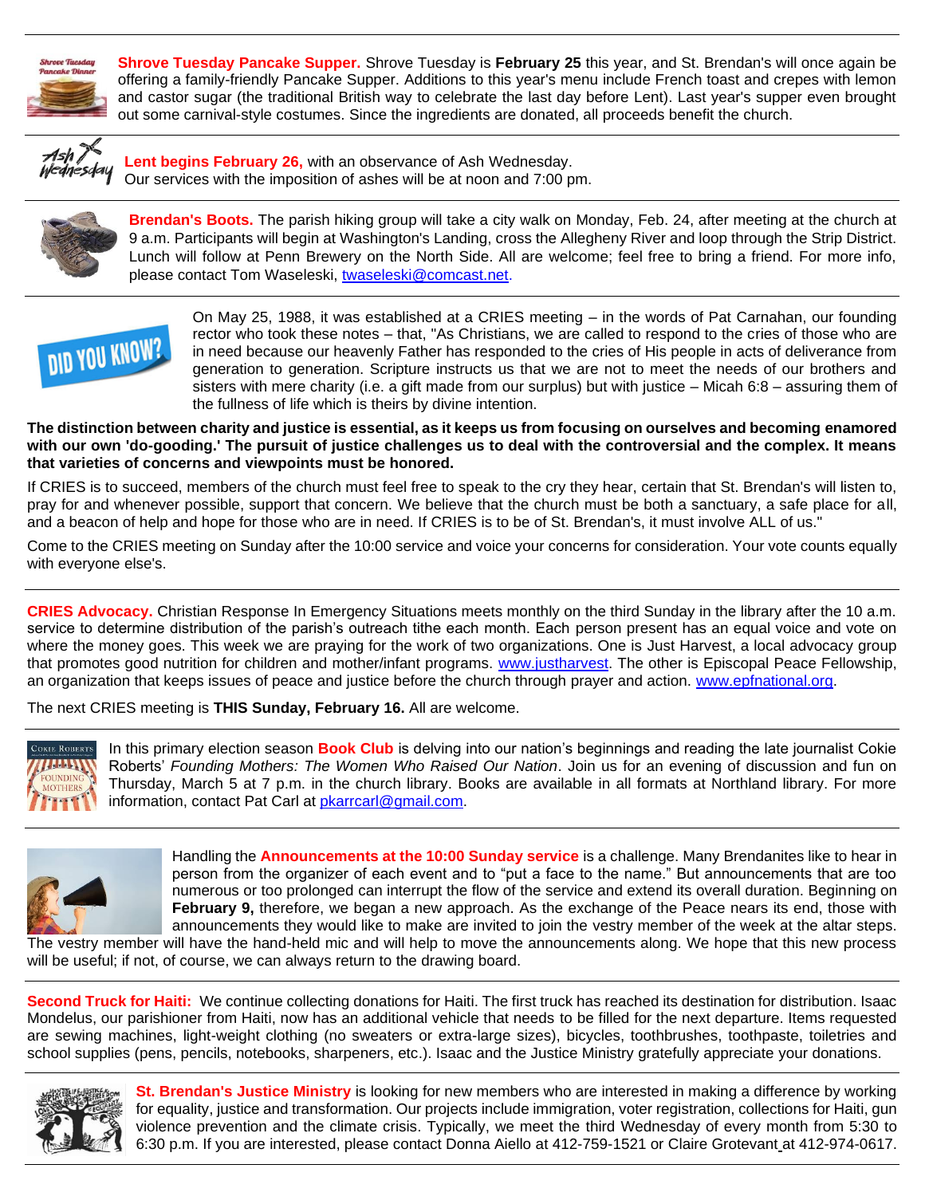**Shrove Tuesday Pancake Supper.** Shrove Tuesday is **February 25** this year, and St. Brendan's will once again be offering a family-friendly Pancake Supper. Additions to this year's menu include French toast and crepes with lemon and castor sugar (the traditional British way to celebrate the last day before Lent). Last year's supper even brought out some carnival-style costumes. Since the ingredients are donated, all proceeds benefit the church.

---

**Lent begins February 26,** with an observance of Ash Wednesday.
Our services with the imposition of ashes will be at noon and 7:00 pm.

---

**Brendan's Boots.** The parish hiking group will take a city walk on Monday, Feb. 24, after meeting at the church at 9 a.m. Participants will begin at Washington's Landing, cross the Allegheny River and loop through the Strip District. Lunch will follow at Penn Brewery on the North Side. All are welcome; feel free to bring a friend. For more info, please contact Tom Waseleski, twaseleski@comcast.net.

---

On May 25, 1988, it was established at a CRIES meeting – in the words of Pat Carnahan, our founding rector who took these notes – that, "As Christians, we are called to respond to the cries of those who are in need because our heavenly Father has responded to the cries of His people in acts of deliverance from generation to generation. Scripture instructs us that we are not to meet the needs of our brothers and sisters with mere charity (i.e. a gift made from our surplus) but with justice – Micah 6:8 – assuring them of the fullness of life which is theirs by divine intention.

**The distinction between charity and justice is essential, as it keeps us from focusing on ourselves and becoming enamored with our own 'do-gooding.' The pursuit of justice challenges us to deal with the controversial and the complex. It means that varieties of concerns and viewpoints must be honored.**

If CRIES is to succeed, members of the church must feel free to speak to the cry they hear, certain that St. Brendan's will listen to, pray for and whenever possible, support that concern. We believe that the church must be both a sanctuary, a safe place for all, and a beacon of help and hope for those who are in need. If CRIES is to be of St. Brendan's, it must involve ALL of us."

Come to the CRIES meeting on Sunday after the 10:00 service and voice your concerns for consideration. Your vote counts equally with everyone else's.

---

**CRIES Advocacy.** Christian Response In Emergency Situations meets monthly on the third Sunday in the library after the 10 a.m. service to determine distribution of the parish's outreach tithe each month. Each person present has an equal voice and vote on where the money goes. This week we are praying for the work of two organizations. One is Just Harvest, a local advocacy group that promotes good nutrition for children and mother/infant programs. www.justharvest. The other is Episcopal Peace Fellowship, an organization that keeps issues of peace and justice before the church through prayer and action. www.epfnational.org.

The next CRIES meeting is **THIS Sunday, February 16.** All are welcome.

---

In this primary election season **Book Club** is delving into our nation's beginnings and reading the late journalist Cokie Roberts' *Founding Mothers: The Women Who Raised Our Nation*. Join us for an evening of discussion and fun on Thursday, March 5 at 7 p.m. in the church library. Books are available in all formats at Northland library. For more information, contact Pat Carl at pkarrcarl@gmail.com.

---

Handling the **Announcements at the 10:00 Sunday service** is a challenge. Many Brendanites like to hear in person from the organizer of each event and to "put a face to the name." But announcements that are too numerous or too prolonged can interrupt the flow of the service and extend its overall duration. Beginning on **February 9,** therefore, we began a new approach. As the exchange of the Peace nears its end, those with announcements they would like to make are invited to join the vestry member of the week at the altar steps. The vestry member will have the hand-held mic and will help to move the announcements along. We hope that this new process will be useful; if not, of course, we can always return to the drawing board.

---

**Second Truck for Haiti:** We continue collecting donations for Haiti. The first truck has reached its destination for distribution. Isaac Mondelus, our parishioner from Haiti, now has an additional vehicle that needs to be filled for the next departure. Items requested are sewing machines, light-weight clothing (no sweaters or extra-large sizes), bicycles, toothbrushes, toothpaste, toiletries and school supplies (pens, pencils, notebooks, sharpeners, etc.). Isaac and the Justice Ministry gratefully appreciate your donations.

---

**St. Brendan's Justice Ministry** is looking for new members who are interested in making a difference by working for equality, justice and transformation. Our projects include immigration, voter registration, collections for Haiti, gun violence prevention and the climate crisis. Typically, we meet the third Wednesday of every month from 5:30 to 6:30 p.m. If you are interested, please contact Donna Aiello at 412-759-1521 or Claire Grotevant at 412-974-0617.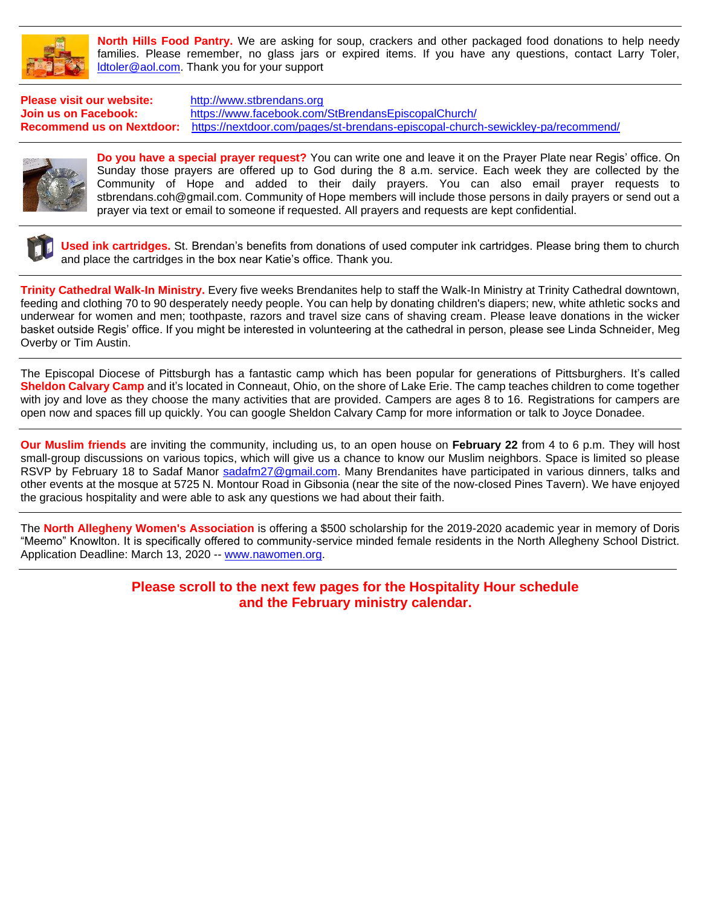**North Hills Food Pantry.** We are asking for soup, crackers and other packaged food donations to help needy families. Please remember, no glass jars or expired items. If you have any questions, contact Larry Toler, ldtoler@aol.com. Thank you for your support

---

**Please visit our website:** http://www.stbrendans.org
**Join us on Facebook:** https://www.facebook.com/StBrendansEpiscopalChurch/
**Recommend us on Nextdoor:** https://nextdoor.com/pages/st-brendans-episcopal-church-sewickley-pa/recommend/

---

**Do you have a special prayer request?** You can write one and leave it on the Prayer Plate near Regis' office. On Sunday those prayers are offered up to God during the 8 a.m. service. Each week they are collected by the Community of Hope and added to their daily prayers. You can also email prayer requests to stbrendans.coh@gmail.com. Community of Hope members will include those persons in daily prayers or send out a prayer via text or email to someone if requested. All prayers and requests are kept confidential.

---

**Used ink cartridges.** St. Brendan's benefits from donations of used computer ink cartridges. Please bring them to church and place the cartridges in the box near Katie's office. Thank you.

---

**Trinity Cathedral Walk-In Ministry.** Every five weeks Brendanites help to staff the Walk-In Ministry at Trinity Cathedral downtown, feeding and clothing 70 to 90 desperately needy people. You can help by donating children's diapers; new, white athletic socks and underwear for women and men; toothpaste, razors and travel size cans of shaving cream. Please leave donations in the wicker basket outside Regis' office. If you might be interested in volunteering at the cathedral in person, please see Linda Schneider, Meg Overby or Tim Austin.

---

The Episcopal Diocese of Pittsburgh has a fantastic camp which has been popular for generations of Pittsburghers. It's called **Sheldon Calvary Camp** and it's located in Conneaut, Ohio, on the shore of Lake Erie. The camp teaches children to come together with joy and love as they choose the many activities that are provided. Campers are ages 8 to 16. Registrations for campers are open now and spaces fill up quickly. You can google Sheldon Calvary Camp for more information or talk to Joyce Donadee.

---

**Our Muslim friends** are inviting the community, including us, to an open house on **February 22** from 4 to 6 p.m. They will host small-group discussions on various topics, which will give us a chance to know our Muslim neighbors. Space is limited so please RSVP by February 18 to Sadaf Manor sadafm27@gmail.com. Many Brendanites have participated in various dinners, talks and other events at the mosque at 5725 N. Montour Road in Gibsonia (near the site of the now-closed Pines Tavern). We have enjoyed the gracious hospitality and were able to ask any questions we had about their faith.

---

The **North Allegheny Women's Association** is offering a $500 scholarship for the 2019-2020 academic year in memory of Doris "Meemo" Knowlton. It is specifically offered to community-service minded female residents in the North Allegheny School District. Application Deadline: March 13, 2020 -- www.nawomen.org.

---

**Please scroll to the next few pages for the Hospitality Hour schedule and the February ministry calendar.**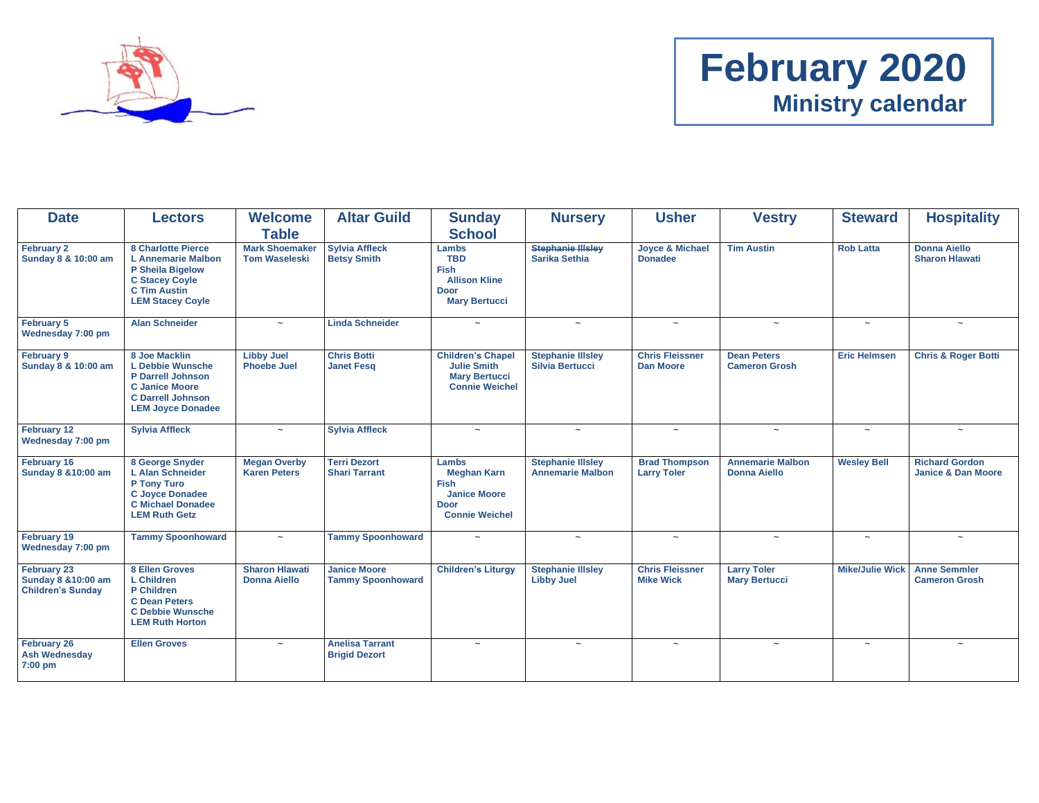# February 2020

## Ministry calendar

| Date | Lectors | Welcome Table | Altar Guild | Sunday School | Nursery | Usher | Vestry | Steward | Hospitality |
|---|---|---|---|---|---|---|---|---|---|
| February 2<br>Sunday 8 & 10:00 am | 8 Charlotte Pierce<br>L Annemarie Malbon<br>P Sheila Bigelow<br>C Stacey Coyle<br>C Tim Austin<br>LEM Stacey Coyle | Mark Shoemaker<br>Tom Waseleski | Sylvia Affleck<br>Betsy Smith | Lambs<br>TBD<br>Fish<br>Allison Kline<br>Door<br>Mary Bertucci | ~~Stephanie Illsley~~<br>Sarika Sethia | Joyce & Michael Donadee | Tim Austin | Rob Latta | Donna Aiello<br>Sharon Hlawati |
| February 5<br>Wednesday 7:00 pm | Alan Schneider | ~ | Linda Schneider | ~ | ~ | ~ | ~ | ~ | ~ |
| February 9<br>Sunday 8 & 10:00 am | 8 Joe Macklin<br>L Debbie Wunsche<br>P Darrell Johnson<br>C Janice Moore<br>C Darrell Johnson<br>LEM Joyce Donadee | Libby Juel<br>Phoebe Juel | Chris Botti<br>Janet Fesq | Children's Chapel<br>Julie Smith<br>Mary Bertucci<br>Connie Weichel | Stephanie Illsley<br>Silvia Bertucci | Chris Fleissner<br>Dan Moore | Dean Peters<br>Cameron Grosh | Eric Helmsen | Chris & Roger Botti |
| February 12<br>Wednesday 7:00 pm | Sylvia Affleck | ~ | Sylvia Affleck | ~ | ~ | ~ | ~ | ~ | ~ |
| February 16<br>Sunday 8 &10:00 am | 8 George Snyder<br>L Alan Schneider<br>P Tony Turo<br>C Joyce Donadee<br>C Michael Donadee<br>LEM Ruth Getz | Megan Overby<br>Karen Peters | Terri Dezort<br>Shari Tarrant | Lambs<br>Meghan Karn<br>Fish<br>Janice Moore<br>Door<br>Connie Weichel | Stephanie Illsley<br>Annemarie Malbon | Brad Thompson<br>Larry Toler | Annemarie Malbon<br>Donna Aiello | Wesley Bell | Richard Gordon<br>Janice & Dan Moore |
| February 19<br>Wednesday 7:00 pm | Tammy Spoonhoward | ~ | Tammy Spoonhoward | ~ | ~ | ~ | ~ | ~ | ~ |
| February 23<br>Sunday 8 &10:00 am<br>Children's Sunday | 8 Ellen Groves<br>L Children<br>P Children<br>C Dean Peters<br>C Debbie Wunsche<br>LEM Ruth Horton | Sharon Hlawati<br>Donna Aiello | Janice Moore<br>Tammy Spoonhoward | Children's Liturgy | Stephanie Illsley<br>Libby Juel | Chris Fleissner<br>Mike Wick | Larry Toler<br>Mary Bertucci | Mike/Julie Wick | Anne Semmler<br>Cameron Grosh |
| February 26<br>Ash Wednesday<br>7:00 pm | Ellen Groves | ~ | Anelisa Tarrant<br>Brigid Dezort | ~ | ~ | ~ | ~ | ~ | ~ |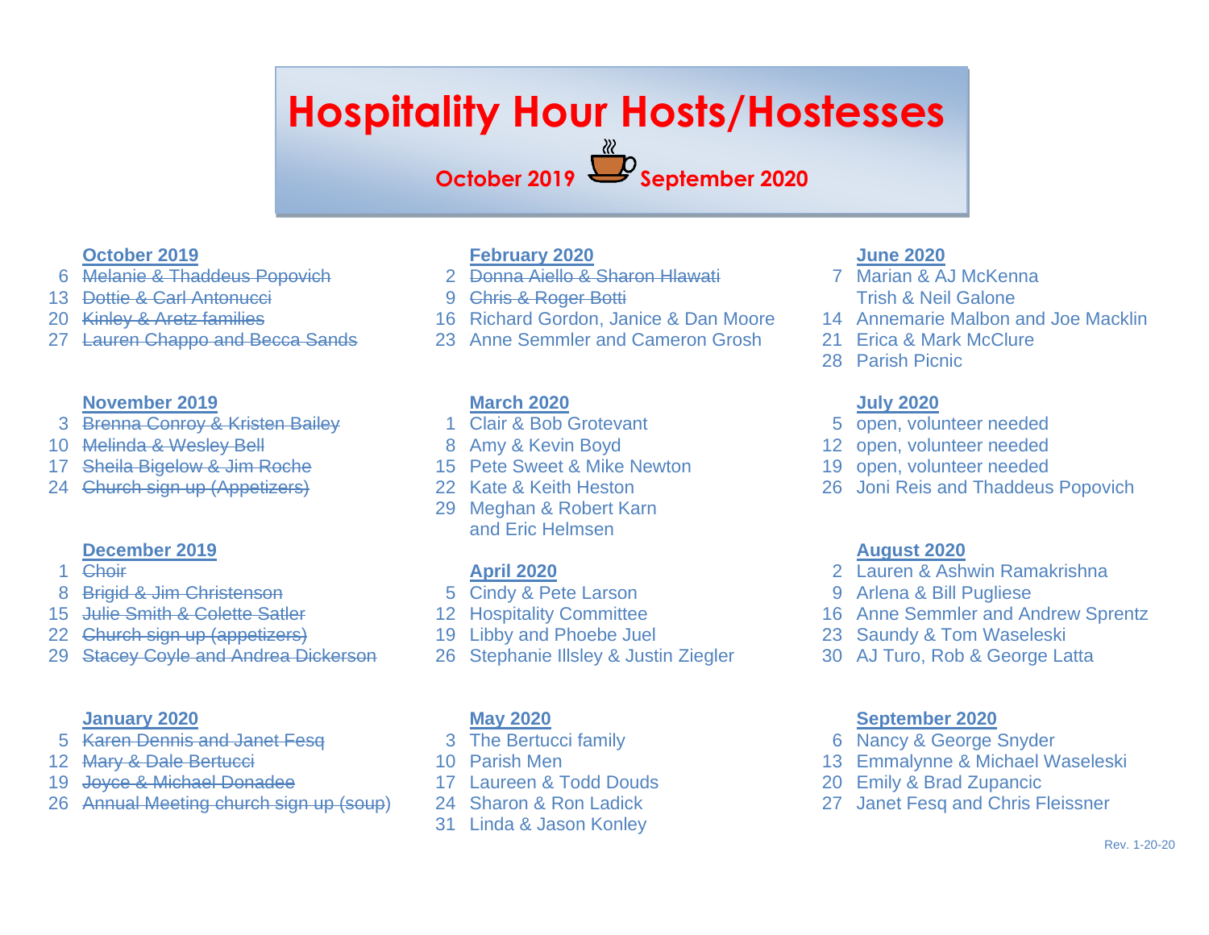# Hospitality Hour Hosts/Hostesses

**October 2019 — September 2020**

### October 2019

- 6 ~~Melanie & Thaddeus Popovich~~
- 13 ~~Dottie & Carl Antonucci~~
- 20 ~~Kinley & Aretz families~~
- 27 ~~Lauren Chappo and Becca Sands~~

### November 2019

- 3 ~~Brenna Conroy & Kristen Bailey~~
- 10 ~~Melinda & Wesley Bell~~
- 17 ~~Sheila Bigelow & Jim Roche~~
- 24 ~~Church sign up (Appetizers)~~

### December 2019

- 1 ~~Choir~~
- 8 ~~Brigid & Jim Christenson~~
- 15 ~~Julie Smith & Colette Satler~~
- 22 ~~Church sign up (appetizers)~~
- 29 ~~Stacey Coyle and Andrea Dickerson~~

### January 2020

- 5 ~~Karen Dennis and Janet Fesq~~
- 12 ~~Mary & Dale Bertucci~~
- 19 ~~Joyce & Michael Donadee~~
- 26 ~~Annual Meeting church sign up (soup)~~

### February 2020

- 2 ~~Donna Aiello & Sharon Hlawati~~
- 9 ~~Chris & Roger Botti~~
- 16 Richard Gordon, Janice & Dan Moore
- 23 Anne Semmler and Cameron Grosh

### March 2020

- 1 Clair & Bob Grotevant
- 8 Amy & Kevin Boyd
- 15 Pete Sweet & Mike Newton
- 22 Kate & Keith Heston
- 29 Meghan & Robert Karn and Eric Helmsen

### April 2020

- 5 Cindy & Pete Larson
- 12 Hospitality Committee
- 19 Libby and Phoebe Juel
- 26 Stephanie Illsley & Justin Ziegler

### May 2020

- 3 The Bertucci family
- 10 Parish Men
- 17 Laureen & Todd Douds
- 24 Sharon & Ron Ladick
- 31 Linda & Jason Konley

### June 2020

- 7 Marian & AJ McKenna
  Trish & Neil Galone
- 14 Annemarie Malbon and Joe Macklin
- 21 Erica & Mark McClure
- 28 Parish Picnic

### July 2020

- 5 open, volunteer needed
- 12 open, volunteer needed
- 19 open, volunteer needed
- 26 Joni Reis and Thaddeus Popovich

### August 2020

- 2 Lauren & Ashwin Ramakrishna
- 9 Arlena & Bill Pugliese
- 16 Anne Semmler and Andrew Sprentz
- 23 Saundy & Tom Waseleski
- 30 AJ Turo, Rob & George Latta

### September 2020

- 6 Nancy & George Snyder
- 13 Emmalynne & Michael Waseleski
- 20 Emily & Brad Zupancic
- 27 Janet Fesq and Chris Fleissner

Rev. 1-20-20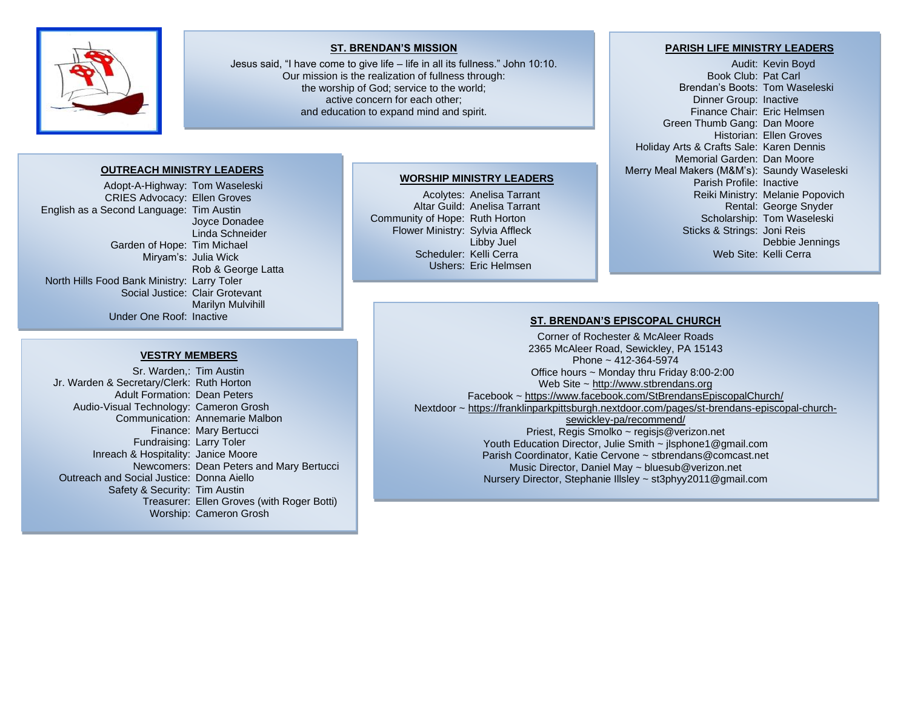## ST. BRENDAN'S MISSION

Jesus said, "I have come to give life – life in all its fullness." John 10:10.
Our mission is the realization of fullness through:
the worship of God; service to the world;
active concern for each other;
and education to expand mind and spirit.

## PARISH LIFE MINISTRY LEADERS

Audit: Kevin Boyd
Book Club: Pat Carl
Brendan's Boots: Tom Waseleski
Dinner Group: Inactive
Finance Chair: Eric Helmsen
Green Thumb Gang: Dan Moore
Historian: Ellen Groves
Holiday Arts & Crafts Sale: Karen Dennis
Memorial Garden: Dan Moore
Merry Meal Makers (M&M's): Saundy Waseleski
Parish Profile: Inactive
Reiki Ministry: Melanie Popovich
Rental: George Snyder
Scholarship: Tom Waseleski
Sticks & Strings: Joni Reis
Debbie Jennings
Web Site: Kelli Cerra

## OUTREACH MINISTRY LEADERS

Adopt-A-Highway: Tom Waseleski
CRIES Advocacy: Ellen Groves
English as a Second Language: Tim Austin
Joyce Donadee
Linda Schneider
Garden of Hope: Tim Michael
Miryam's: Julia Wick
Rob & George Latta
North Hills Food Bank Ministry: Larry Toler
Social Justice: Clair Grotevant
Marilyn Mulvihill
Under One Roof: Inactive

## WORSHIP MINISTRY LEADERS

Acolytes: Anelisa Tarrant
Altar Guild: Anelisa Tarrant
Community of Hope: Ruth Horton
Flower Ministry: Sylvia Affleck
Libby Juel
Scheduler: Kelli Cerra
Ushers: Eric Helmsen

## VESTRY MEMBERS

Sr. Warden,: Tim Austin
Jr. Warden & Secretary/Clerk: Ruth Horton
Adult Formation: Dean Peters
Audio-Visual Technology: Cameron Grosh
Communication: Annemarie Malbon
Finance: Mary Bertucci
Fundraising: Larry Toler
Inreach & Hospitality: Janice Moore
Newcomers: Dean Peters and Mary Bertucci
Outreach and Social Justice: Donna Aiello
Safety & Security: Tim Austin
Treasurer: Ellen Groves (with Roger Botti)
Worship: Cameron Grosh

## ST. BRENDAN'S EPISCOPAL CHURCH

Corner of Rochester & McAleer Roads
2365 McAleer Road, Sewickley, PA 15143
Phone ~ 412-364-5974
Office hours ~ Monday thru Friday 8:00-2:00
Web Site ~ http://www.stbrendans.org
Facebook ~ https://www.facebook.com/StBrendansEpiscopalChurch/
Nextdoor ~ https://franklinparkpittsburgh.nextdoor.com/pages/st-brendans-episcopal-church-sewickley-pa/recommend/
Priest, Regis Smolko ~ regisjs@verizon.net
Youth Education Director, Julie Smith ~ jlsphone1@gmail.com
Parish Coordinator, Katie Cervone ~ stbrendans@comcast.net
Music Director, Daniel May ~ bluesub@verizon.net
Nursery Director, Stephanie Illsley ~ st3phyy2011@gmail.com